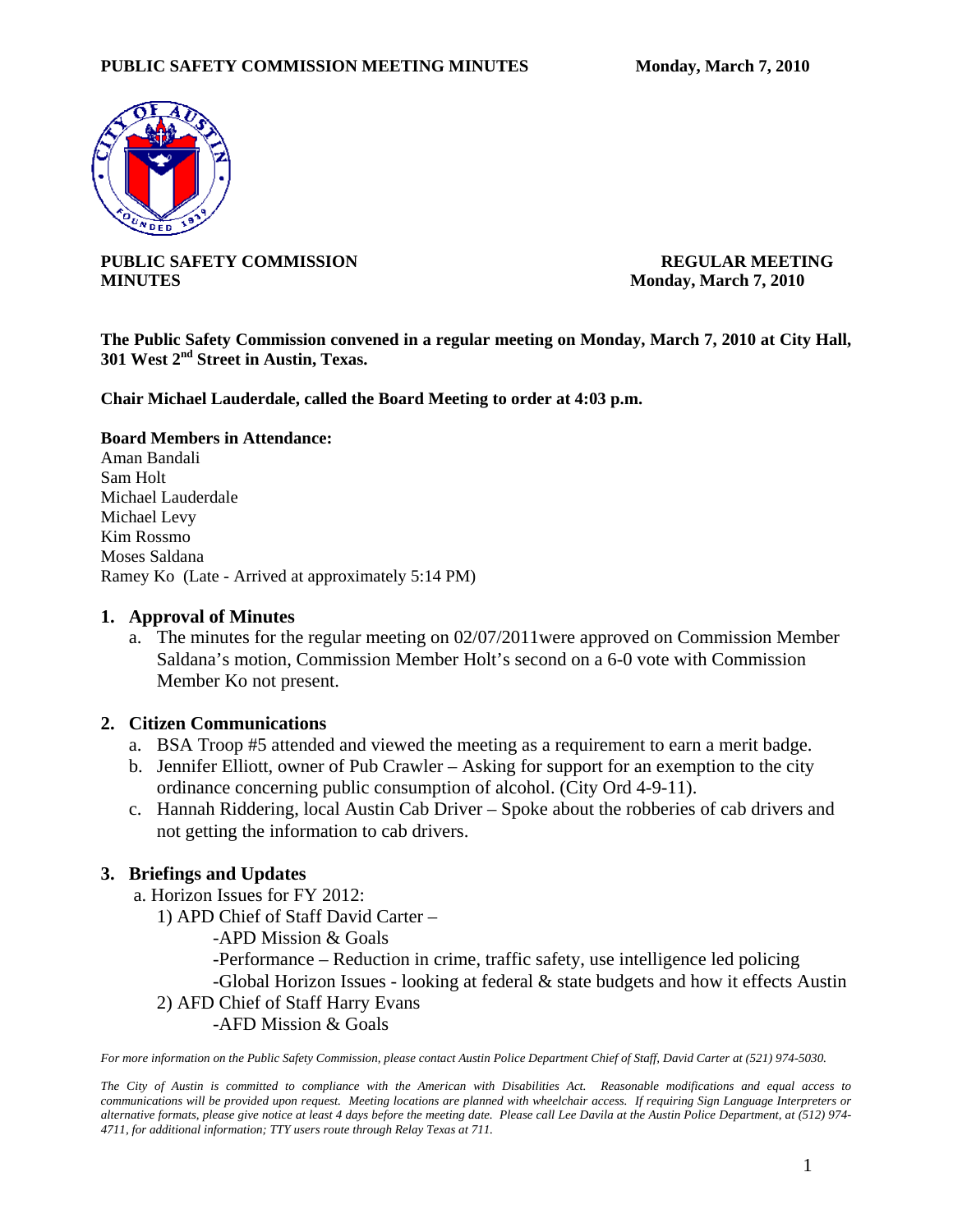**PUBLIC SAFETY COMMISSION MINUTES** **REGULAR MEETING**
**Monday, March 7, 2010**

**The Public Safety Commission convened in a regular meeting on Monday, March 7, 2010 at City Hall, 301 West 2nd Street in Austin, Texas.**

**Chair Michael Lauderdale, called the Board Meeting to order at 4:03 p.m.**

**Board Members in Attendance:**

Aman Bandali
Sam Holt
Michael Lauderdale
Michael Levy
Kim Rossmo
Moses Saldana
Ramey Ko (Late - Arrived at approximately 5:14 PM)

## 1. Approval of Minutes

a. The minutes for the regular meeting on 02/07/2011were approved on Commission Member Saldana's motion, Commission Member Holt's second on a 6-0 vote with Commission Member Ko not present.

## 2. Citizen Communications

a. BSA Troop #5 attended and viewed the meeting as a requirement to earn a merit badge.
b. Jennifer Elliott, owner of Pub Crawler – Asking for support for an exemption to the city ordinance concerning public consumption of alcohol. (City Ord 4-9-11).
c. Hannah Riddering, local Austin Cab Driver – Spoke about the robberies of cab drivers and not getting the information to cab drivers.

## 3. Briefings and Updates

a. Horizon Issues for FY 2012:

1) APD Chief of Staff David Carter –
   - -APD Mission & Goals
   - -Performance – Reduction in crime, traffic safety, use intelligence led policing
   - -Global Horizon Issues - looking at federal & state budgets and how it effects Austin

2) AFD Chief of Staff Harry Evans
   - -AFD Mission & Goals

*For more information on the Public Safety Commission, please contact Austin Police Department Chief of Staff, David Carter at (521) 974-5030.*

*The City of Austin is committed to compliance with the American with Disabilities Act. Reasonable modifications and equal access to communications will be provided upon request. Meeting locations are planned with wheelchair access. If requiring Sign Language Interpreters or alternative formats, please give notice at least 4 days before the meeting date. Please call Lee Davila at the Austin Police Department, at (512) 974-4711, for additional information; TTY users route through Relay Texas at 711.*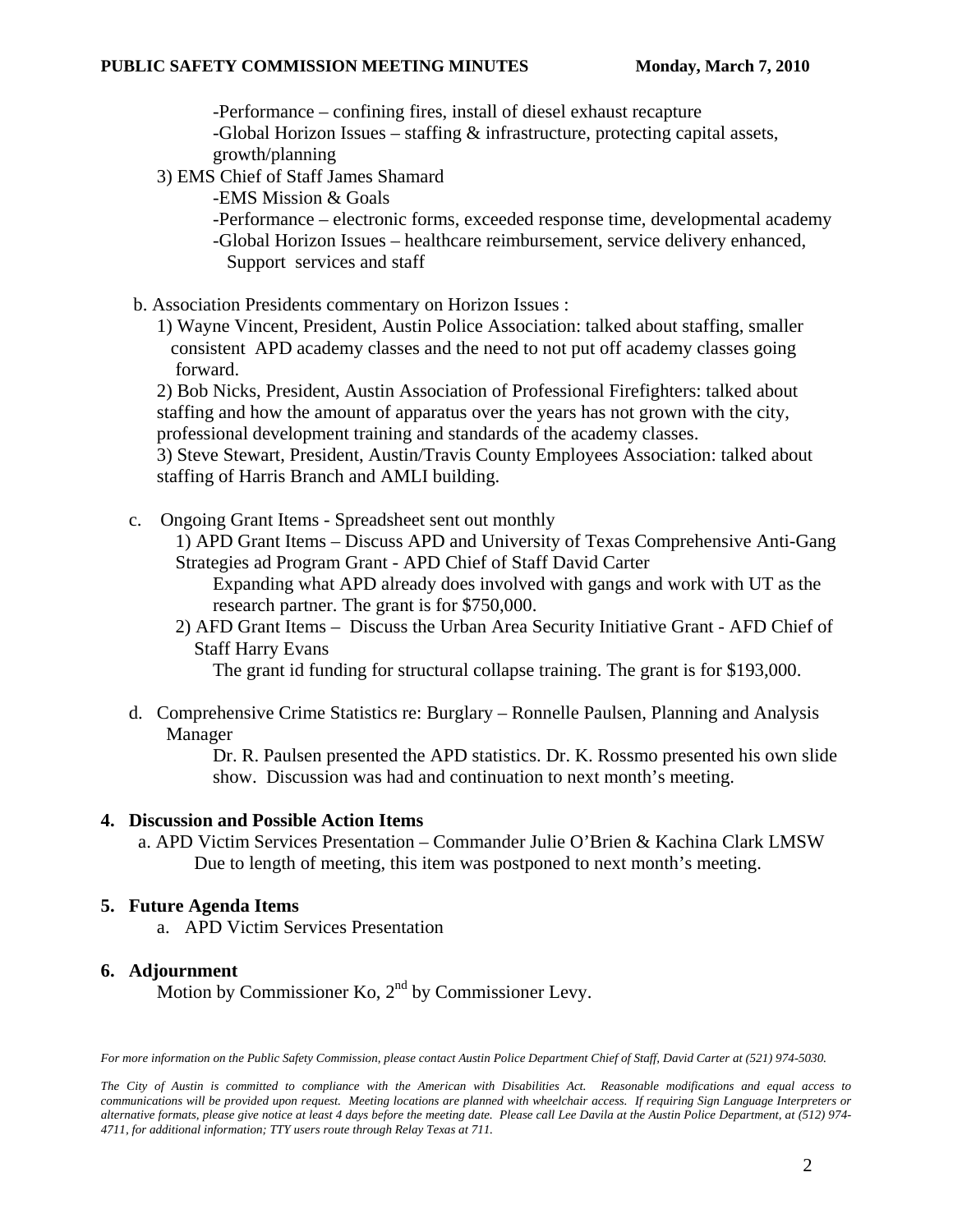-Performance – confining fires, install of diesel exhaust recapture
-Global Horizon Issues – staffing & infrastructure, protecting capital assets, growth/planning

3) EMS Chief of Staff James Shamard
   -EMS Mission & Goals
   -Performance – electronic forms, exceeded response time, developmental academy
   -Global Horizon Issues – healthcare reimbursement, service delivery enhanced, Support services and staff

b. Association Presidents commentary on Horizon Issues :

1) Wayne Vincent, President, Austin Police Association: talked about staffing, smaller consistent APD academy classes and the need to not put off academy classes going forward.

2) Bob Nicks, President, Austin Association of Professional Firefighters: talked about staffing and how the amount of apparatus over the years has not grown with the city, professional development training and standards of the academy classes.

3) Steve Stewart, President, Austin/Travis County Employees Association: talked about staffing of Harris Branch and AMLI building.

c. Ongoing Grant Items - Spreadsheet sent out monthly

1) APD Grant Items – Discuss APD and University of Texas Comprehensive Anti-Gang Strategies ad Program Grant - APD Chief of Staff David Carter
   Expanding what APD already does involved with gangs and work with UT as the research partner. The grant is for $750,000.

2) AFD Grant Items – Discuss the Urban Area Security Initiative Grant - AFD Chief of Staff Harry Evans
   The grant id funding for structural collapse training. The grant is for $193,000.

d. Comprehensive Crime Statistics re: Burglary – Ronnelle Paulsen, Planning and Analysis Manager
   Dr. R. Paulsen presented the APD statistics. Dr. K. Rossmo presented his own slide show. Discussion was had and continuation to next month's meeting.

## 4. Discussion and Possible Action Items

a. APD Victim Services Presentation – Commander Julie O'Brien & Kachina Clark LMSW
   Due to length of meeting, this item was postponed to next month's meeting.

## 5. Future Agenda Items

a. APD Victim Services Presentation

## 6. Adjournment

Motion by Commissioner Ko, 2nd by Commissioner Levy.

*For more information on the Public Safety Commission, please contact Austin Police Department Chief of Staff, David Carter at (521) 974-5030.*

*The City of Austin is committed to compliance with the American with Disabilities Act. Reasonable modifications and equal access to communications will be provided upon request. Meeting locations are planned with wheelchair access. If requiring Sign Language Interpreters or alternative formats, please give notice at least 4 days before the meeting date. Please call Lee Davila at the Austin Police Department, at (512) 974-4711, for additional information; TTY users route through Relay Texas at 711.*